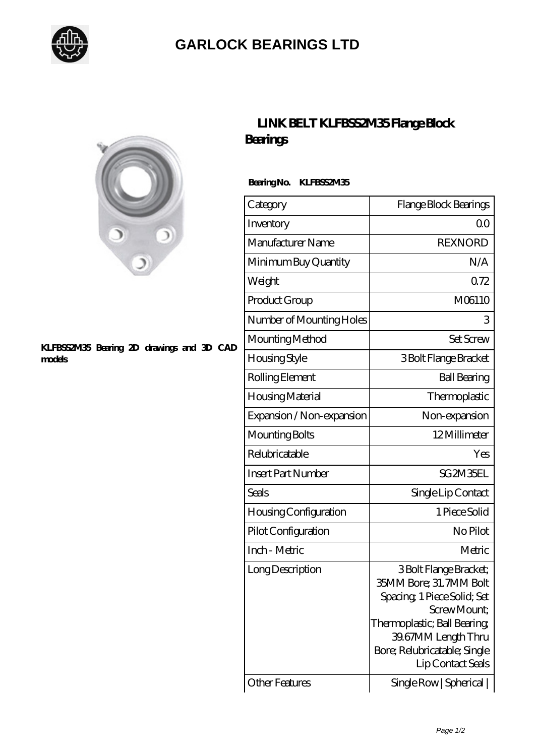# GARLOCK BEARINGS LTD

## LINK BELT KLFBSS2M35 Flange Block Bearings

KLFBSS2M35 Bearing 2D drawings and 3D CAD models

**Bearing No. KLFBSS2M35**

| Category | Flange Block Bearings |
|---|---|
| Inventory | 0.0 |
| Manufacturer Name | REXNORD |
| Minimum Buy Quantity | N/A |
| Weight | 0.72 |
| Product Group | M06110 |
| Number of Mounting Holes | 3 |
| Mounting Method | Set Screw |
| Housing Style | 3 Bolt Flange Bracket |
| Rolling Element | Ball Bearing |
| Housing Material | Thermoplastic |
| Expansion / Non-expansion | Non-expansion |
| Mounting Bolts | 12 Millimeter |
| Relubricatable | Yes |
| Insert Part Number | SG2M35EL |
| Seals | Single Lip Contact |
| Housing Configuration | 1 Piece Solid |
| Pilot Configuration | No Pilot |
| Inch - Metric | Metric |
| Long Description | 3 Bolt Flange Bracket; 35MM Bore; 31.7MM Bolt Spacing; 1 Piece Solid; Set Screw Mount; Thermoplastic; Ball Bearing; 39.67MM Length Thru Bore; Relubricatable; Single Lip Contact Seals |
| Other Features | Single Row \| Spherical \| |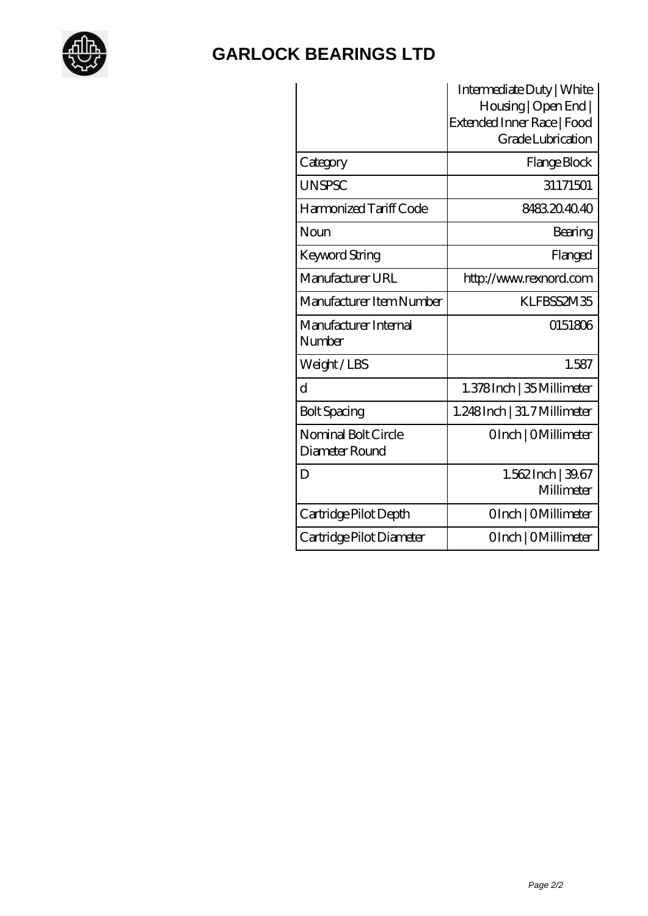# GARLOCK BEARINGS LTD

| | |
|---|---|
| | Intermediate Duty \| White Housing \| Open End \| Extended Inner Race \| Food Grade Lubrication |
| Category | Flange Block |
| UNSPSC | 31171501 |
| Harmonized Tariff Code | 8483.20.40.40 |
| Noun | Bearing |
| Keyword String | Flanged |
| Manufacturer URL | http://www.rexnord.com |
| Manufacturer Item Number | KLFBSS2M35 |
| Manufacturer Internal Number | 0151806 |
| Weight / LBS | 1.587 |
| d | 1.378 Inch \| 35 Millimeter |
| Bolt Spacing | 1.248 Inch \| 31.7 Millimeter |
| Nominal Bolt Circle Diameter Round | 0 Inch \| 0 Millimeter |
| D | 1.562 Inch \| 39.67 Millimeter |
| Cartridge Pilot Depth | 0 Inch \| 0 Millimeter |
| Cartridge Pilot Diameter | 0 Inch \| 0 Millimeter |